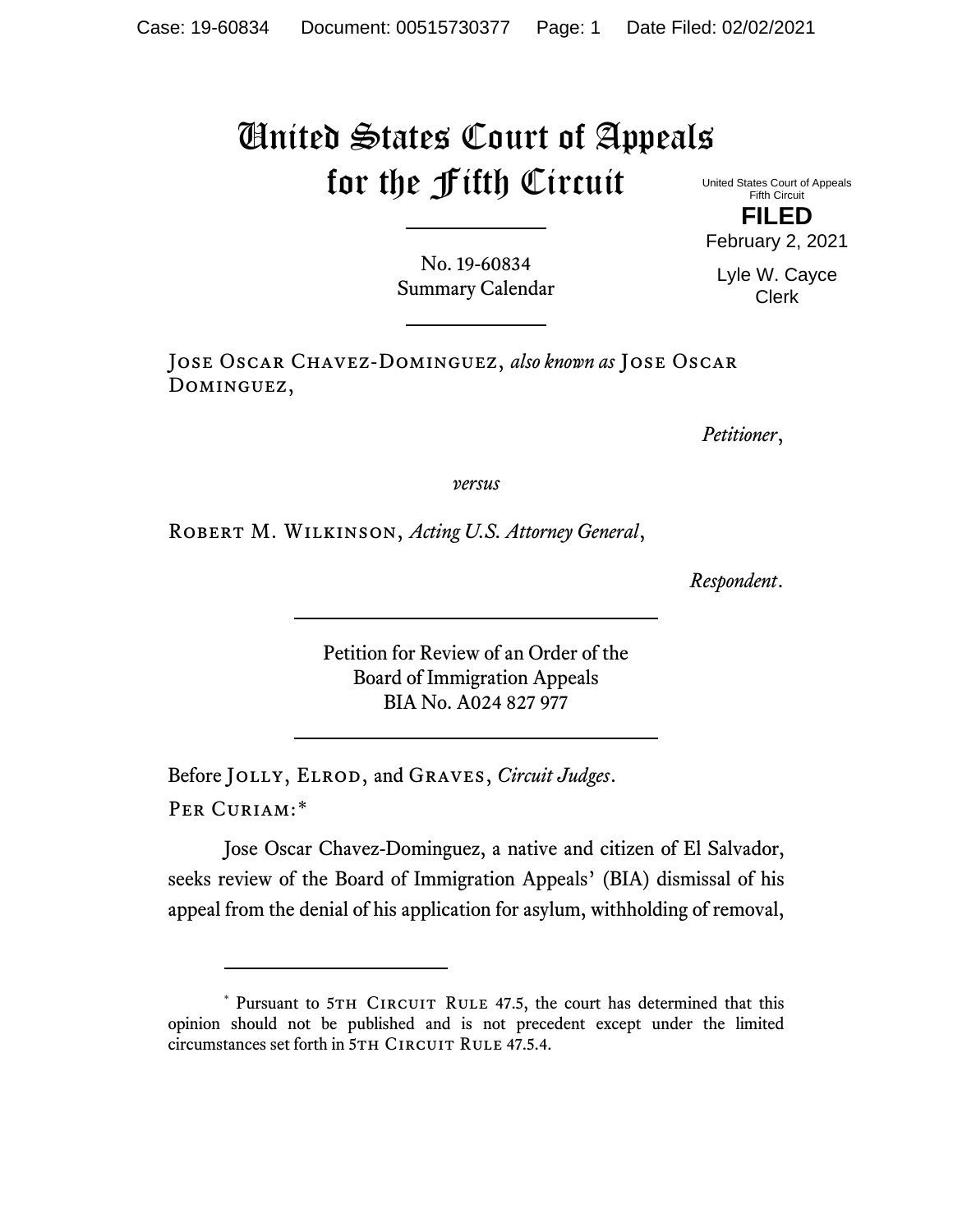# United States Court of Appeals for the Fifth Circuit

United States Court of Appeals
Fifth Circuit

**FILED**

February 2, 2021

Lyle W. Cayce
Clerk

No. 19-60834
Summary Calendar

---

Jose Oscar Chavez-Dominguez, *also known as* Jose Oscar Dominguez,

*Petitioner*,

*versus*

Robert M. Wilkinson, *Acting U.S. Attorney General*,

*Respondent*.

---

Petition for Review of an Order of the
Board of Immigration Appeals
BIA No. A024 827 977

---

Before Jolly, Elrod, and Graves, *Circuit Judges*.

Per Curiam:*

Jose Oscar Chavez-Dominguez, a native and citizen of El Salvador, seeks review of the Board of Immigration Appeals' (BIA) dismissal of his appeal from the denial of his application for asylum, withholding of removal,

---

* Pursuant to 5th Circuit Rule 47.5, the court has determined that this opinion should not be published and is not precedent except under the limited circumstances set forth in 5th Circuit Rule 47.5.4.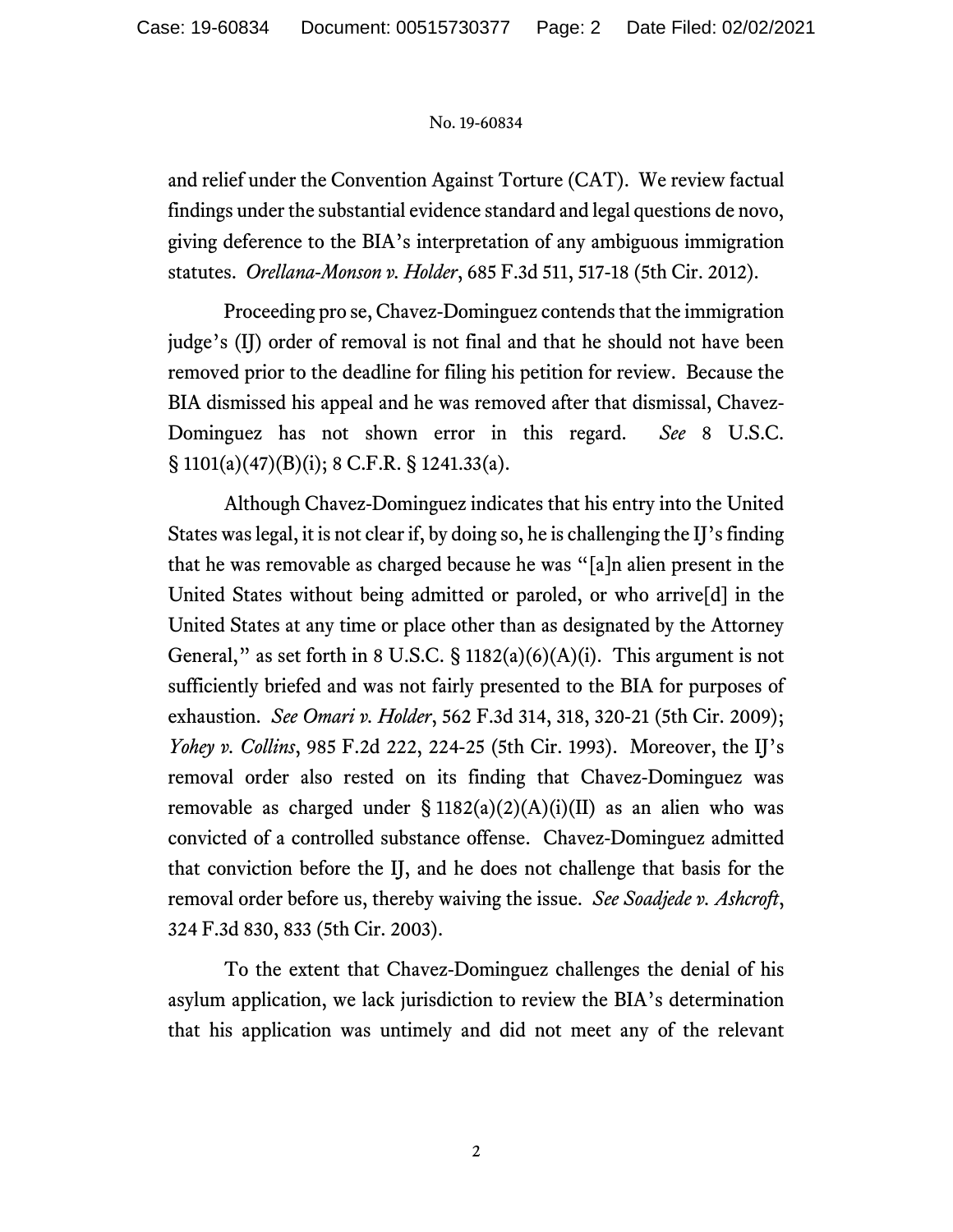and relief under the Convention Against Torture (CAT). We review factual findings under the substantial evidence standard and legal questions de novo, giving deference to the BIA's interpretation of any ambiguous immigration statutes. *Orellana-Monson v. Holder*, 685 F.3d 511, 517-18 (5th Cir. 2012).

Proceeding pro se, Chavez-Dominguez contends that the immigration judge's (IJ) order of removal is not final and that he should not have been removed prior to the deadline for filing his petition for review. Because the BIA dismissed his appeal and he was removed after that dismissal, Chavez-Dominguez has not shown error in this regard. *See* 8 U.S.C. § 1101(a)(47)(B)(i); 8 C.F.R. § 1241.33(a).

Although Chavez-Dominguez indicates that his entry into the United States was legal, it is not clear if, by doing so, he is challenging the IJ's finding that he was removable as charged because he was "[a]n alien present in the United States without being admitted or paroled, or who arrive[d] in the United States at any time or place other than as designated by the Attorney General," as set forth in 8 U.S.C. § 1182(a)(6)(A)(i). This argument is not sufficiently briefed and was not fairly presented to the BIA for purposes of exhaustion. *See Omari v. Holder*, 562 F.3d 314, 318, 320-21 (5th Cir. 2009); *Yohey v. Collins*, 985 F.2d 222, 224-25 (5th Cir. 1993). Moreover, the IJ's removal order also rested on its finding that Chavez-Dominguez was removable as charged under § 1182(a)(2)(A)(i)(II) as an alien who was convicted of a controlled substance offense. Chavez-Dominguez admitted that conviction before the IJ, and he does not challenge that basis for the removal order before us, thereby waiving the issue. *See Soadjede v. Ashcroft*, 324 F.3d 830, 833 (5th Cir. 2003).

To the extent that Chavez-Dominguez challenges the denial of his asylum application, we lack jurisdiction to review the BIA's determination that his application was untimely and did not meet any of the relevant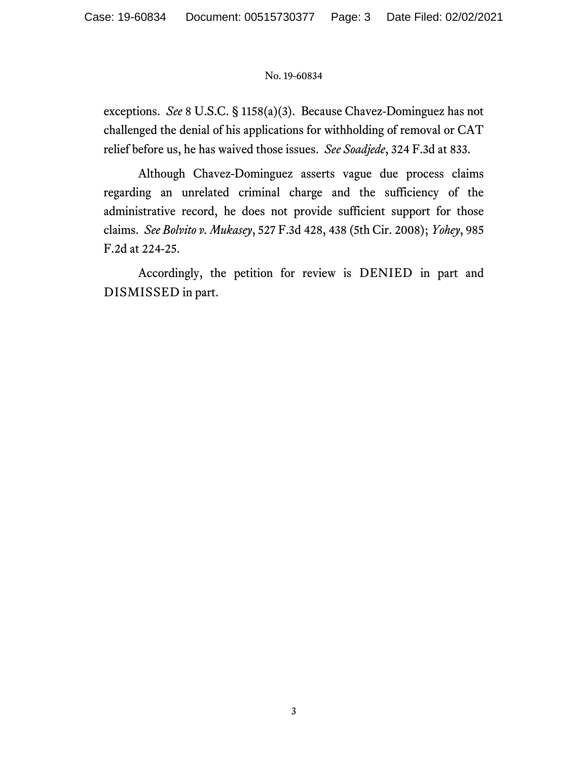exceptions. *See* 8 U.S.C. § 1158(a)(3). Because Chavez-Dominguez has not challenged the denial of his applications for withholding of removal or CAT relief before us, he has waived those issues. *See Soadjede*, 324 F.3d at 833.

Although Chavez-Dominguez asserts vague due process claims regarding an unrelated criminal charge and the sufficiency of the administrative record, he does not provide sufficient support for those claims. *See Bolvito v. Mukasey*, 527 F.3d 428, 438 (5th Cir. 2008); *Yohey*, 985 F.2d at 224-25.

Accordingly, the petition for review is DENIED in part and DISMISSED in part.